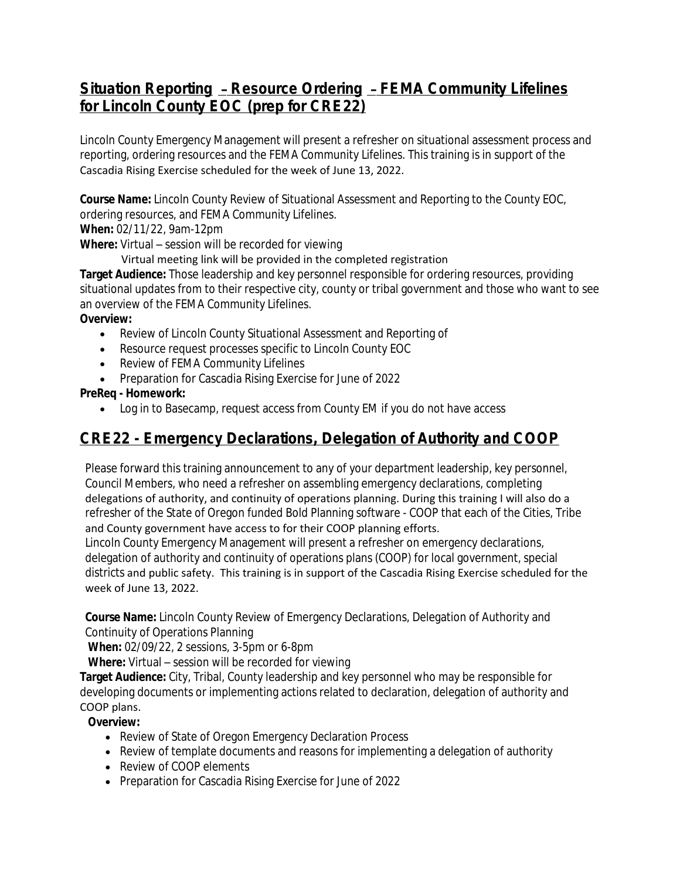## Situation Reporting – Resource Ordering – FEMA Community Lifelines for Lincoln County EOC (prep for CRE22)

Lincoln County Emergency Management will present a refresher on situational assessment process and reporting, ordering resources and the FEMA Community Lifelines. This training is in support of the Cascadia Rising Exercise scheduled for the week of June 13, 2022.

**Course Name:** Lincoln County Review of Situational Assessment and Reporting to the County EOC, ordering resources, and FEMA Community Lifelines.

**When:** 02/11/22, 9am-12pm

**Where:** Virtual – session will be recorded for viewing

Virtual meeting link will be provided in the completed registration

**Target Audience:** Those leadership and key personnel responsible for ordering resources, providing situational updates from to their respective city, county or tribal government and those who want to see an overview of the FEMA Community Lifelines.

**Overview:**

- Review of Lincoln County Situational Assessment and Reporting of
- Resource request processes specific to Lincoln County EOC
- Review of FEMA Community Lifelines
- Preparation for Cascadia Rising Exercise for June of 2022

**PreReq - Homework:**

- Log in to Basecamp, request access from County EM if you do not have access

## CRE22 - Emergency Declarations, Delegation of Authority and COOP

Please forward this training announcement to any of your department leadership, key personnel, Council Members, who need a refresher on assembling emergency declarations, completing delegations of authority, and continuity of operations planning. During this training I will also do a refresher of the State of Oregon funded Bold Planning software - COOP that each of the Cities, Tribe and County government have access to for their COOP planning efforts.

Lincoln County Emergency Management will present a refresher on emergency declarations, delegation of authority and continuity of operations plans (COOP) for local government, special districts and public safety. This training is in support of the Cascadia Rising Exercise scheduled for the week of June 13, 2022.

**Course Name:** Lincoln County Review of Emergency Declarations, Delegation of Authority and Continuity of Operations Planning

**When:** 02/09/22, 2 sessions, 3-5pm or 6-8pm

**Where:** Virtual – session will be recorded for viewing

**Target Audience:** City, Tribal, County leadership and key personnel who may be responsible for developing documents or implementing actions related to declaration, delegation of authority and COOP plans.

**Overview:**

- Review of State of Oregon Emergency Declaration Process
- Review of template documents and reasons for implementing a delegation of authority
- Review of COOP elements
- Preparation for Cascadia Rising Exercise for June of 2022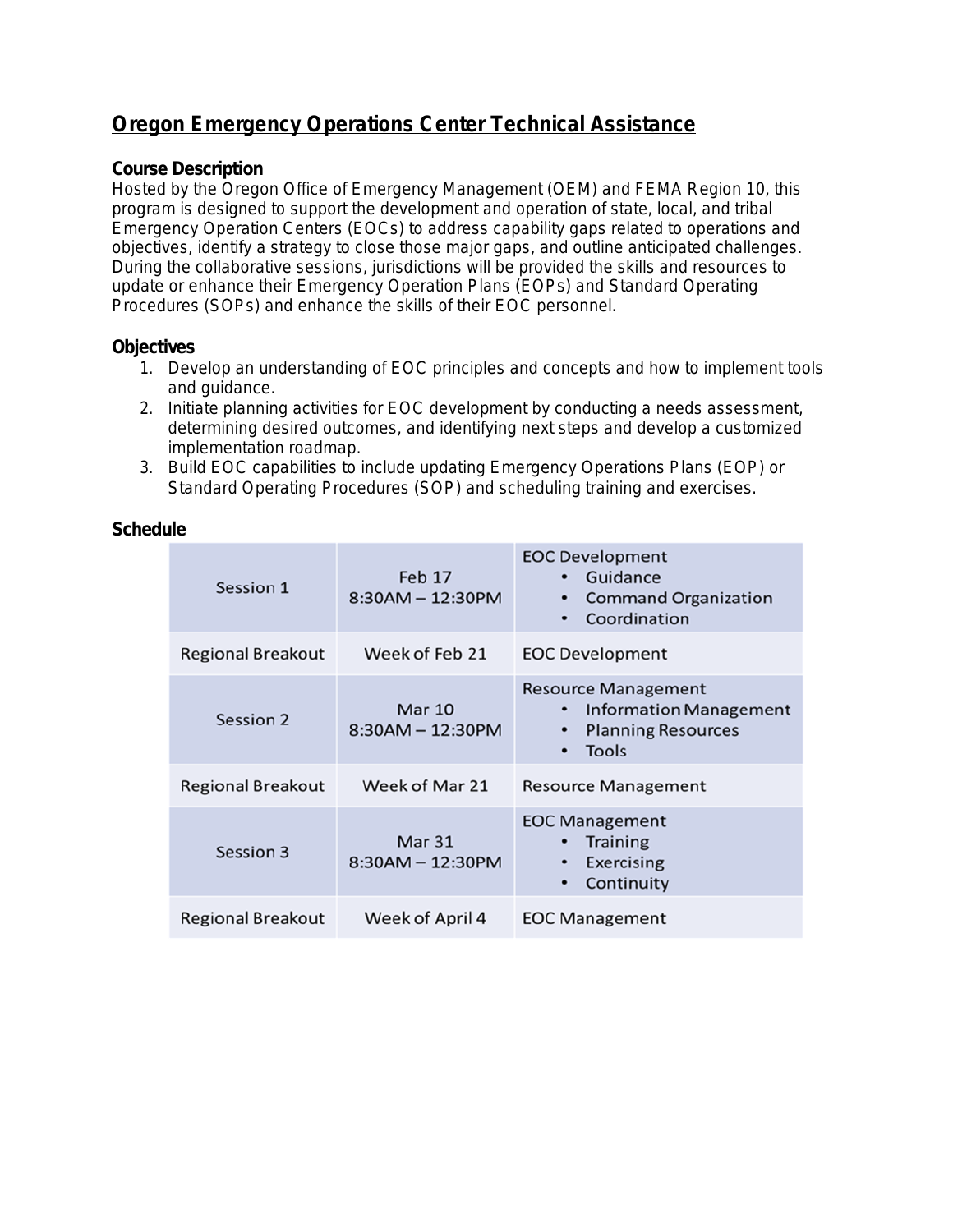# Oregon Emergency Operations Center Technical Assistance

### Course Description

Hosted by the Oregon Office of Emergency Management (OEM) and FEMA Region 10, this program is designed to support the development and operation of state, local, and tribal Emergency Operation Centers (EOCs) to address capability gaps related to operations and objectives, identify a strategy to close those major gaps, and outline anticipated challenges. During the collaborative sessions, jurisdictions will be provided the skills and resources to update or enhance their Emergency Operation Plans (EOPs) and Standard Operating Procedures (SOPs) and enhance the skills of their EOC personnel.

### Objectives

1. Develop an understanding of EOC principles and concepts and how to implement tools and guidance.
2. Initiate planning activities for EOC development by conducting a needs assessment, determining desired outcomes, and identifying next steps and develop a customized implementation roadmap.
3. Build EOC capabilities to include updating Emergency Operations Plans (EOP) or Standard Operating Procedures (SOP) and scheduling training and exercises.

### Schedule

| | | |
|---|---|---|
| Session 1 | Feb 17<br>8:30AM – 12:30PM | EOC Development<br>• Guidance<br>• Command Organization<br>• Coordination |
| Regional Breakout | Week of Feb 21 | EOC Development |
| Session 2 | Mar 10<br>8:30AM – 12:30PM | Resource Management<br>• Information Management<br>• Planning Resources<br>• Tools |
| Regional Breakout | Week of Mar 21 | Resource Management |
| Session 3 | Mar 31<br>8:30AM – 12:30PM | EOC Management<br>• Training<br>• Exercising<br>• Continuity |
| Regional Breakout | Week of April 4 | EOC Management |